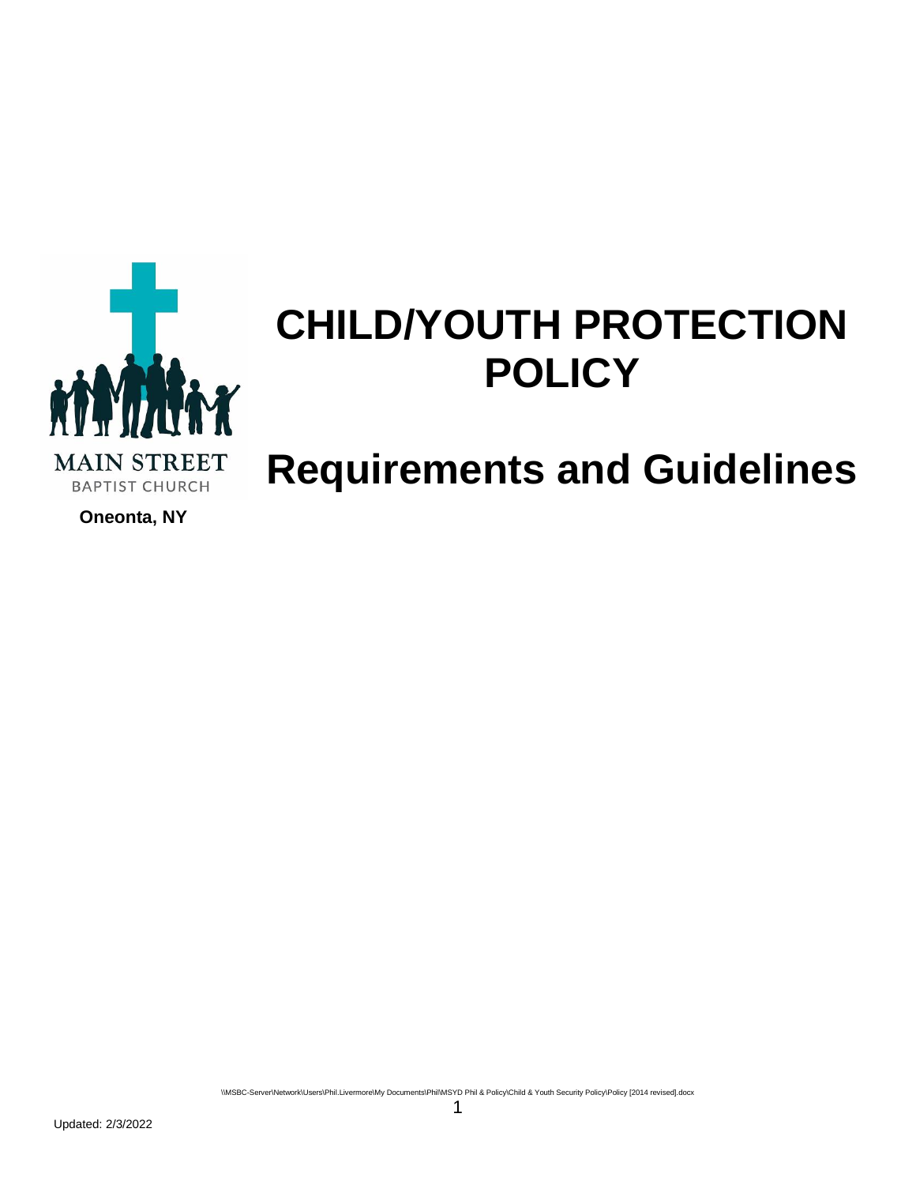MAIN STREET
BAPTIST CHURCH

**Oneonta, NY**

# CHILD/YOUTH PROTECTION POLICY

# Requirements and Guidelines

\\MSBC-Server\Network\Users\Phil.Livermore\My Documents\Phil\MSYD Phil & Policy\Child & Youth Security Policy\Policy [2014 revised].docx

Updated: 2/3/2022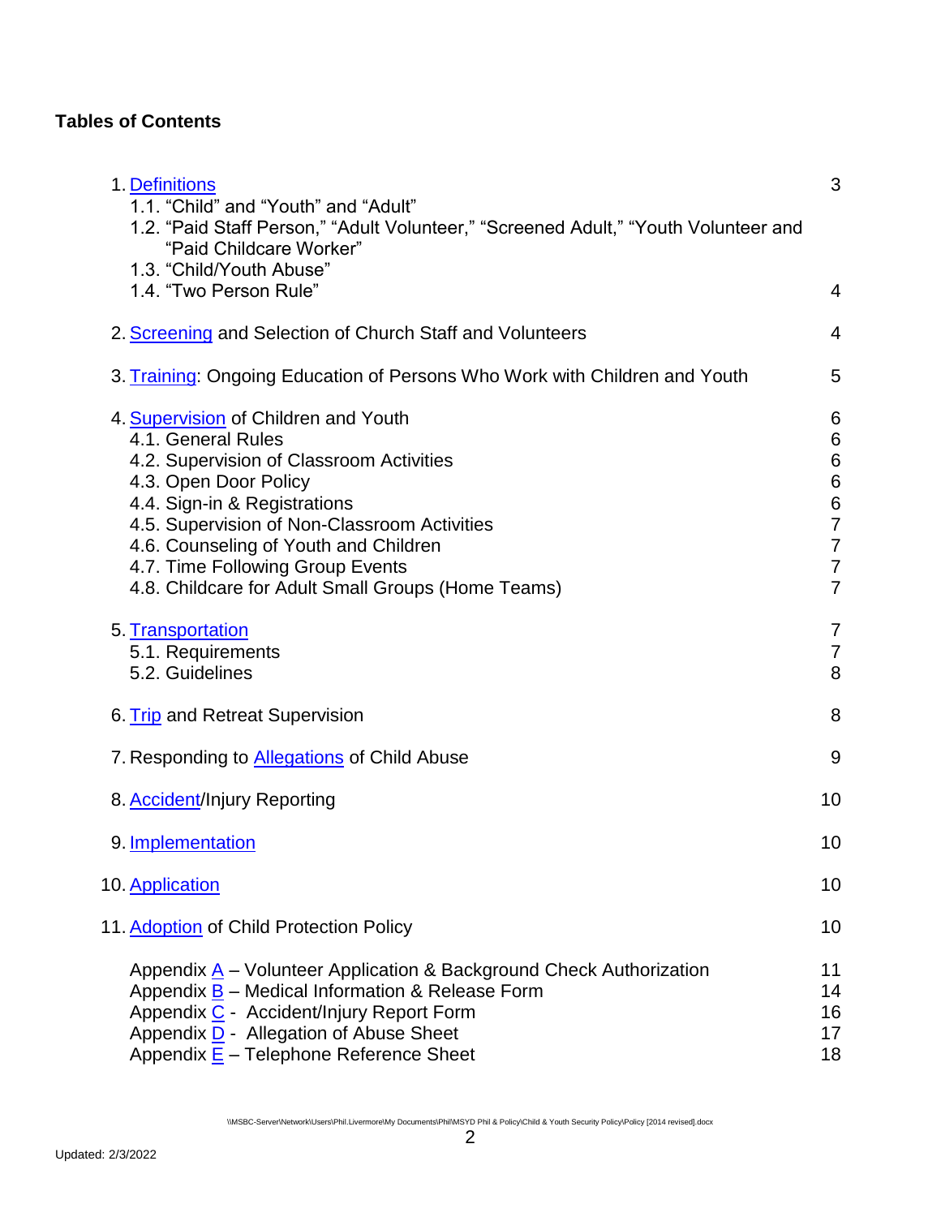**Tables of Contents**

| | |
|---|---|
| 1. Definitions | 3 |
| 1.1. "Child" and "Youth" and "Adult" | |
| 1.2. "Paid Staff Person," "Adult Volunteer," "Screened Adult," "Youth Volunteer and "Paid Childcare Worker" | |
| 1.3. "Child/Youth Abuse" | |
| 1.4. "Two Person Rule" | 4 |
| 2. Screening and Selection of Church Staff and Volunteers | 4 |
| 3. Training: Ongoing Education of Persons Who Work with Children and Youth | 5 |
| 4. Supervision of Children and Youth | 6 |
| 4.1. General Rules | 6 |
| 4.2. Supervision of Classroom Activities | 6 |
| 4.3. Open Door Policy | 6 |
| 4.4. Sign-in & Registrations | 6 |
| 4.5. Supervision of Non-Classroom Activities | 7 |
| 4.6. Counseling of Youth and Children | 7 |
| 4.7. Time Following Group Events | 7 |
| 4.8. Childcare for Adult Small Groups (Home Teams) | 7 |
| 5. Transportation | 7 |
| 5.1. Requirements | 7 |
| 5.2. Guidelines | 8 |
| 6. Trip and Retreat Supervision | 8 |
| 7. Responding to Allegations of Child Abuse | 9 |
| 8. Accident/Injury Reporting | 10 |
| 9. Implementation | 10 |
| 10. Application | 10 |
| 11. Adoption of Child Protection Policy | 10 |
| Appendix A – Volunteer Application & Background Check Authorization | 11 |
| Appendix B – Medical Information & Release Form | 14 |
| Appendix C - Accident/Injury Report Form | 16 |
| Appendix D - Allegation of Abuse Sheet | 17 |
| Appendix E – Telephone Reference Sheet | 18 |

\\MSBC-Server\Network\Users\Phil.Livermore\My Documents\Phil\MSYD Phil & Policy\Child & Youth Security Policy\Policy [2014 revised].docx

Updated: 2/3/2022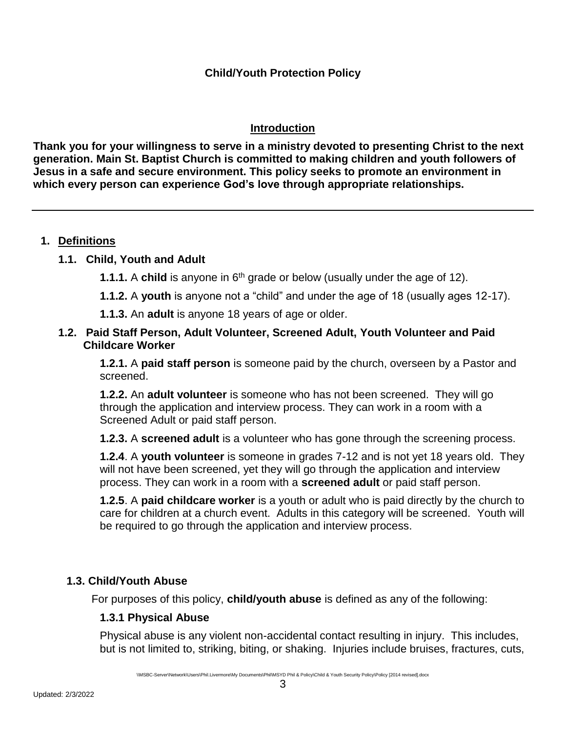**Child/Youth Protection Policy**

## Introduction

**Thank you for your willingness to serve in a ministry devoted to presenting Christ to the next generation. Main St. Baptist Church is committed to making children and youth followers of Jesus in a safe and secure environment. This policy seeks to promote an environment in which every person can experience God's love through appropriate relationships.**

---

## 1. Definitions

### 1.1. Child, Youth and Adult

**1.1.1.** A **child** is anyone in 6th grade or below (usually under the age of 12).

**1.1.2.** A **youth** is anyone not a "child" and under the age of 18 (usually ages 12-17).

**1.1.3.** An **adult** is anyone 18 years of age or older.

### 1.2. Paid Staff Person, Adult Volunteer, Screened Adult, Youth Volunteer and Paid Childcare Worker

**1.2.1.** A **paid staff person** is someone paid by the church, overseen by a Pastor and screened.

**1.2.2.** An **adult volunteer** is someone who has not been screened. They will go through the application and interview process. They can work in a room with a Screened Adult or paid staff person.

**1.2.3.** A **screened adult** is a volunteer who has gone through the screening process.

**1.2.4**. A **youth volunteer** is someone in grades 7-12 and is not yet 18 years old. They will not have been screened, yet they will go through the application and interview process. They can work in a room with a **screened adult** or paid staff person.

**1.2.5**. A **paid childcare worker** is a youth or adult who is paid directly by the church to care for children at a church event. Adults in this category will be screened. Youth will be required to go through the application and interview process.

### 1.3. Child/Youth Abuse

For purposes of this policy, **child/youth abuse** is defined as any of the following:

#### 1.3.1 Physical Abuse

Physical abuse is any violent non-accidental contact resulting in injury. This includes, but is not limited to, striking, biting, or shaking. Injuries include bruises, fractures, cuts,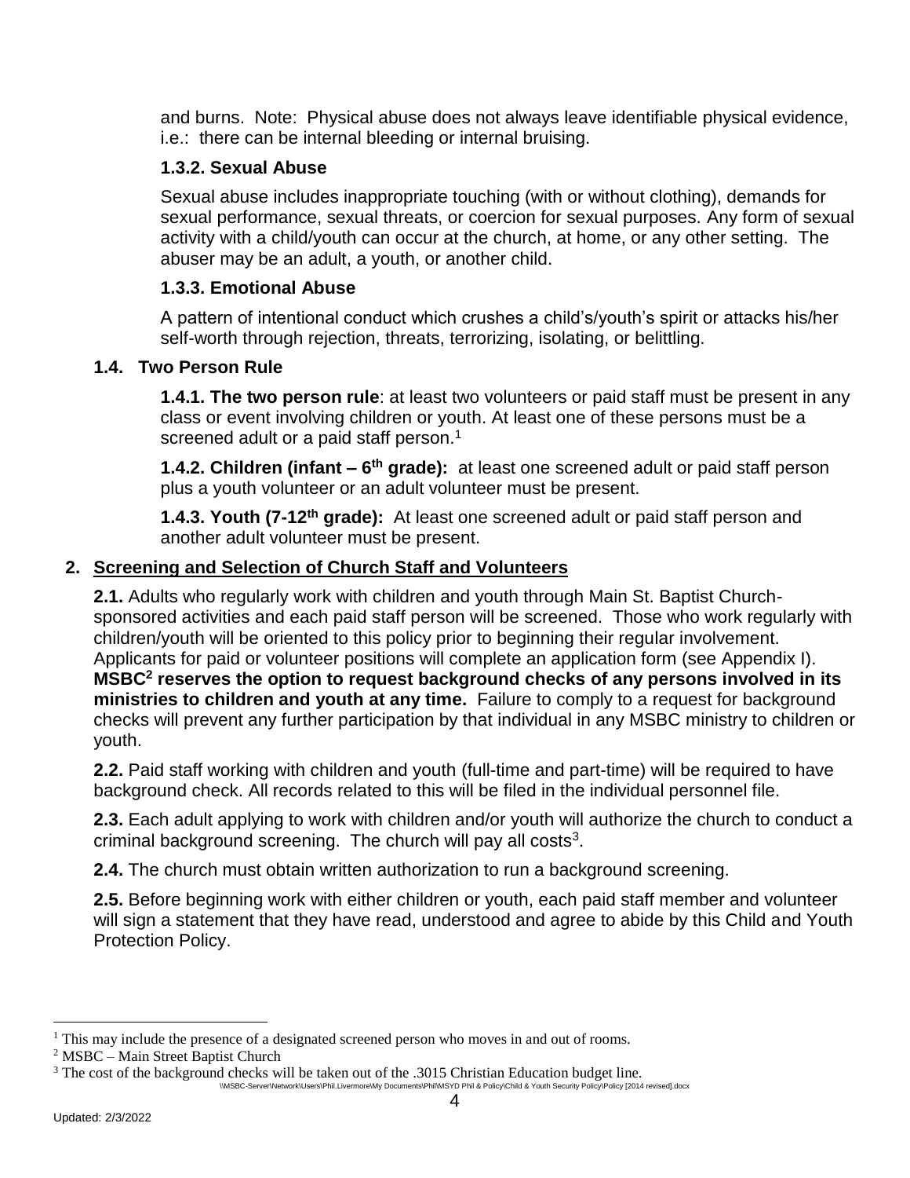and burns. Note: Physical abuse does not always leave identifiable physical evidence, i.e.: there can be internal bleeding or internal bruising.

#### 1.3.2. Sexual Abuse

Sexual abuse includes inappropriate touching (with or without clothing), demands for sexual performance, sexual threats, or coercion for sexual purposes. Any form of sexual activity with a child/youth can occur at the church, at home, or any other setting. The abuser may be an adult, a youth, or another child.

#### 1.3.3. Emotional Abuse

A pattern of intentional conduct which crushes a child's/youth's spirit or attacks his/her self-worth through rejection, threats, terrorizing, isolating, or belittling.

### 1.4. Two Person Rule

**1.4.1. The two person rule**: at least two volunteers or paid staff must be present in any class or event involving children or youth. At least one of these persons must be a screened adult or a paid staff person.[1]

**1.4.2. Children (infant – 6th grade):** at least one screened adult or paid staff person plus a youth volunteer or an adult volunteer must be present.

**1.4.3. Youth (7-12th grade):** At least one screened adult or paid staff person and another adult volunteer must be present.

## 2. Screening and Selection of Church Staff and Volunteers

**2.1.** Adults who regularly work with children and youth through Main St. Baptist Church-sponsored activities and each paid staff person will be screened. Those who work regularly with children/youth will be oriented to this policy prior to beginning their regular involvement. Applicants for paid or volunteer positions will complete an application form (see Appendix I). **MSBC[2] reserves the option to request background checks of any persons involved in its ministries to children and youth at any time.** Failure to comply to a request for background checks will prevent any further participation by that individual in any MSBC ministry to children or youth.

**2.2.** Paid staff working with children and youth (full-time and part-time) will be required to have background check. All records related to this will be filed in the individual personnel file.

**2.3.** Each adult applying to work with children and/or youth will authorize the church to conduct a criminal background screening. The church will pay all costs[3].

**2.4.** The church must obtain written authorization to run a background screening.

**2.5.** Before beginning work with either children or youth, each paid staff member and volunteer will sign a statement that they have read, understood and agree to abide by this Child and Youth Protection Policy.

---

[1] This may include the presence of a designated screened person who moves in and out of rooms.

[2] MSBC – Main Street Baptist Church

[3] The cost of the background checks will be taken out of the .3015 Christian Education budget line.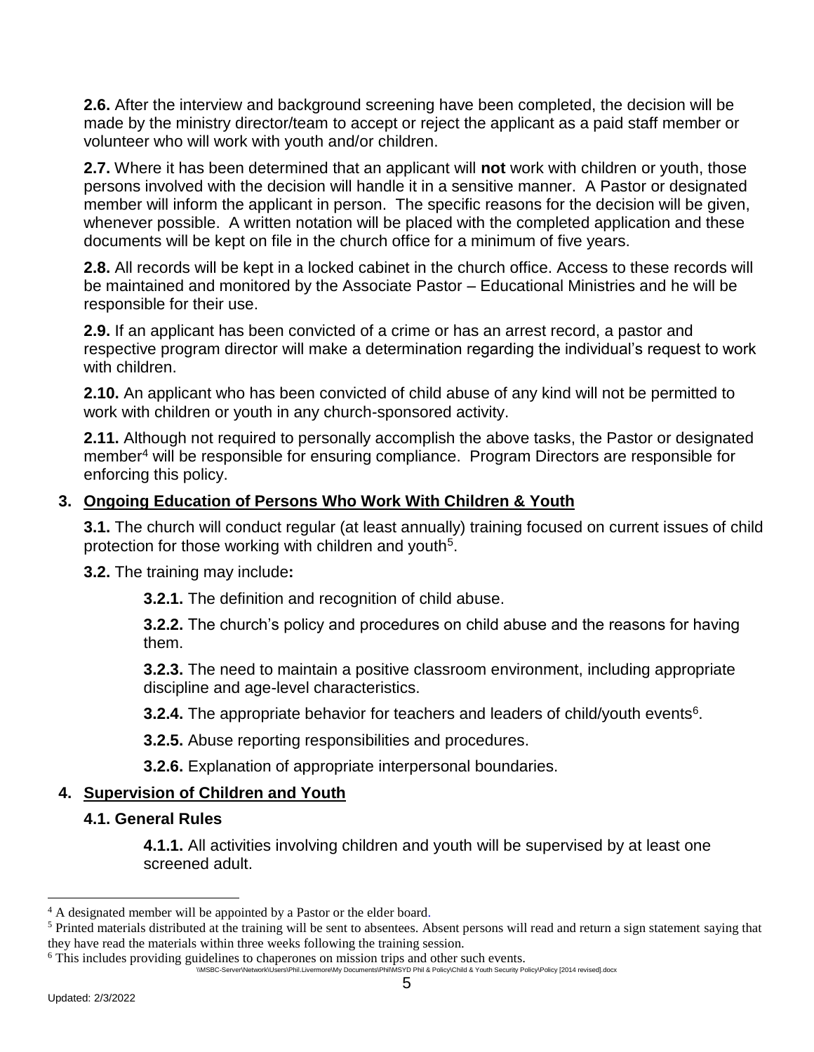**2.6.** After the interview and background screening have been completed, the decision will be made by the ministry director/team to accept or reject the applicant as a paid staff member or volunteer who will work with youth and/or children.

**2.7.** Where it has been determined that an applicant will **not** work with children or youth, those persons involved with the decision will handle it in a sensitive manner. A Pastor or designated member will inform the applicant in person. The specific reasons for the decision will be given, whenever possible. A written notation will be placed with the completed application and these documents will be kept on file in the church office for a minimum of five years.

**2.8.** All records will be kept in a locked cabinet in the church office. Access to these records will be maintained and monitored by the Associate Pastor – Educational Ministries and he will be responsible for their use.

**2.9.** If an applicant has been convicted of a crime or has an arrest record, a pastor and respective program director will make a determination regarding the individual's request to work with children.

**2.10.** An applicant who has been convicted of child abuse of any kind will not be permitted to work with children or youth in any church-sponsored activity.

**2.11.** Although not required to personally accomplish the above tasks, the Pastor or designated member[4] will be responsible for ensuring compliance. Program Directors are responsible for enforcing this policy.

## 3. Ongoing Education of Persons Who Work With Children & Youth

**3.1.** The church will conduct regular (at least annually) training focused on current issues of child protection for those working with children and youth[5].

**3.2.** The training may include**:**

**3.2.1.** The definition and recognition of child abuse.

**3.2.2.** The church's policy and procedures on child abuse and the reasons for having them.

**3.2.3.** The need to maintain a positive classroom environment, including appropriate discipline and age-level characteristics.

**3.2.4.** The appropriate behavior for teachers and leaders of child/youth events[6].

**3.2.5.** Abuse reporting responsibilities and procedures.

**3.2.6.** Explanation of appropriate interpersonal boundaries.

## 4. Supervision of Children and Youth

### 4.1. General Rules

**4.1.1.** All activities involving children and youth will be supervised by at least one screened adult.

---

[4] A designated member will be appointed by a Pastor or the elder board.

[5] Printed materials distributed at the training will be sent to absentees. Absent persons will read and return a sign statement saying that they have read the materials within three weeks following the training session.

[6] This includes providing guidelines to chaperones on mission trips and other such events.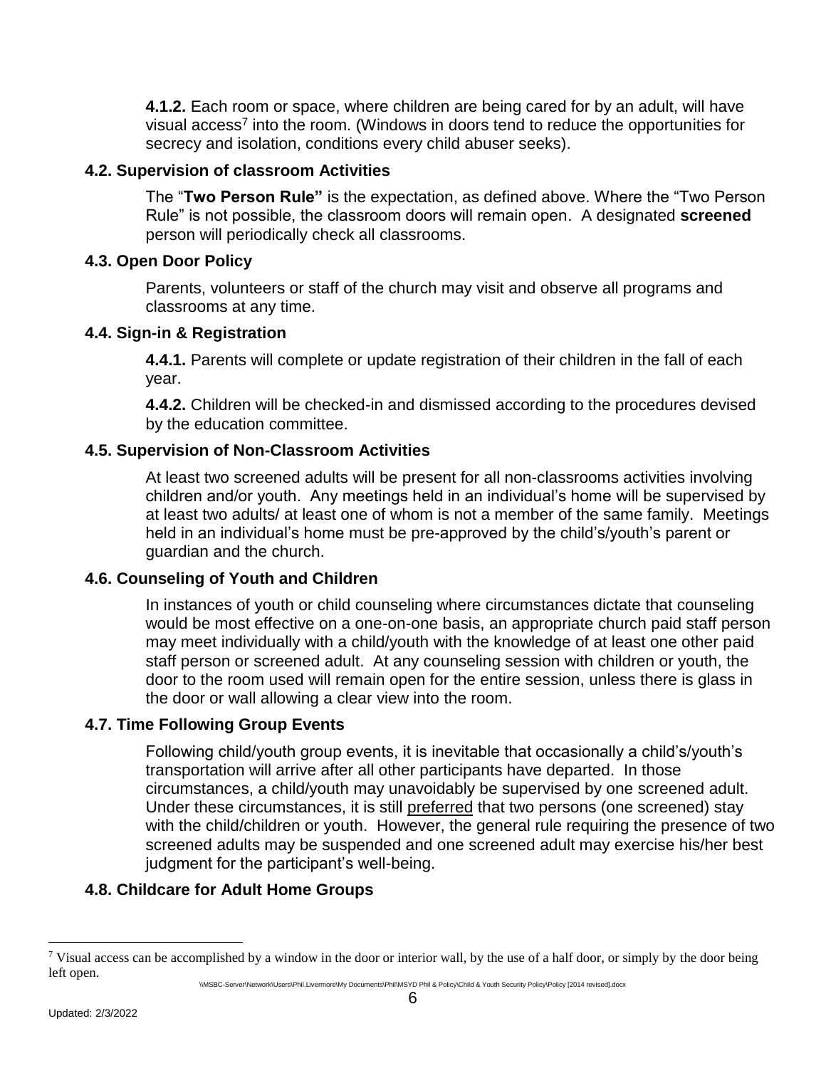**4.1.2.** Each room or space, where children are being cared for by an adult, will have visual access[7] into the room. (Windows in doors tend to reduce the opportunities for secrecy and isolation, conditions every child abuser seeks).

### 4.2. Supervision of classroom Activities

The "**Two Person Rule"** is the expectation, as defined above. Where the "Two Person Rule" is not possible, the classroom doors will remain open. A designated **screened** person will periodically check all classrooms.

### 4.3. Open Door Policy

Parents, volunteers or staff of the church may visit and observe all programs and classrooms at any time.

### 4.4. Sign-in & Registration

**4.4.1.** Parents will complete or update registration of their children in the fall of each year.

**4.4.2.** Children will be checked-in and dismissed according to the procedures devised by the education committee.

### 4.5. Supervision of Non-Classroom Activities

At least two screened adults will be present for all non-classrooms activities involving children and/or youth. Any meetings held in an individual's home will be supervised by at least two adults/ at least one of whom is not a member of the same family. Meetings held in an individual's home must be pre-approved by the child's/youth's parent or guardian and the church.

### 4.6. Counseling of Youth and Children

In instances of youth or child counseling where circumstances dictate that counseling would be most effective on a one-on-one basis, an appropriate church paid staff person may meet individually with a child/youth with the knowledge of at least one other paid staff person or screened adult. At any counseling session with children or youth, the door to the room used will remain open for the entire session, unless there is glass in the door or wall allowing a clear view into the room.

### 4.7. Time Following Group Events

Following child/youth group events, it is inevitable that occasionally a child's/youth's transportation will arrive after all other participants have departed. In those circumstances, a child/youth may unavoidably be supervised by one screened adult. Under these circumstances, it is still <u>preferred</u> that two persons (one screened) stay with the child/children or youth. However, the general rule requiring the presence of two screened adults may be suspended and one screened adult may exercise his/her best judgment for the participant's well-being.

### 4.8. Childcare for Adult Home Groups

---

[7] Visual access can be accomplished by a window in the door or interior wall, by the use of a half door, or simply by the door being left open.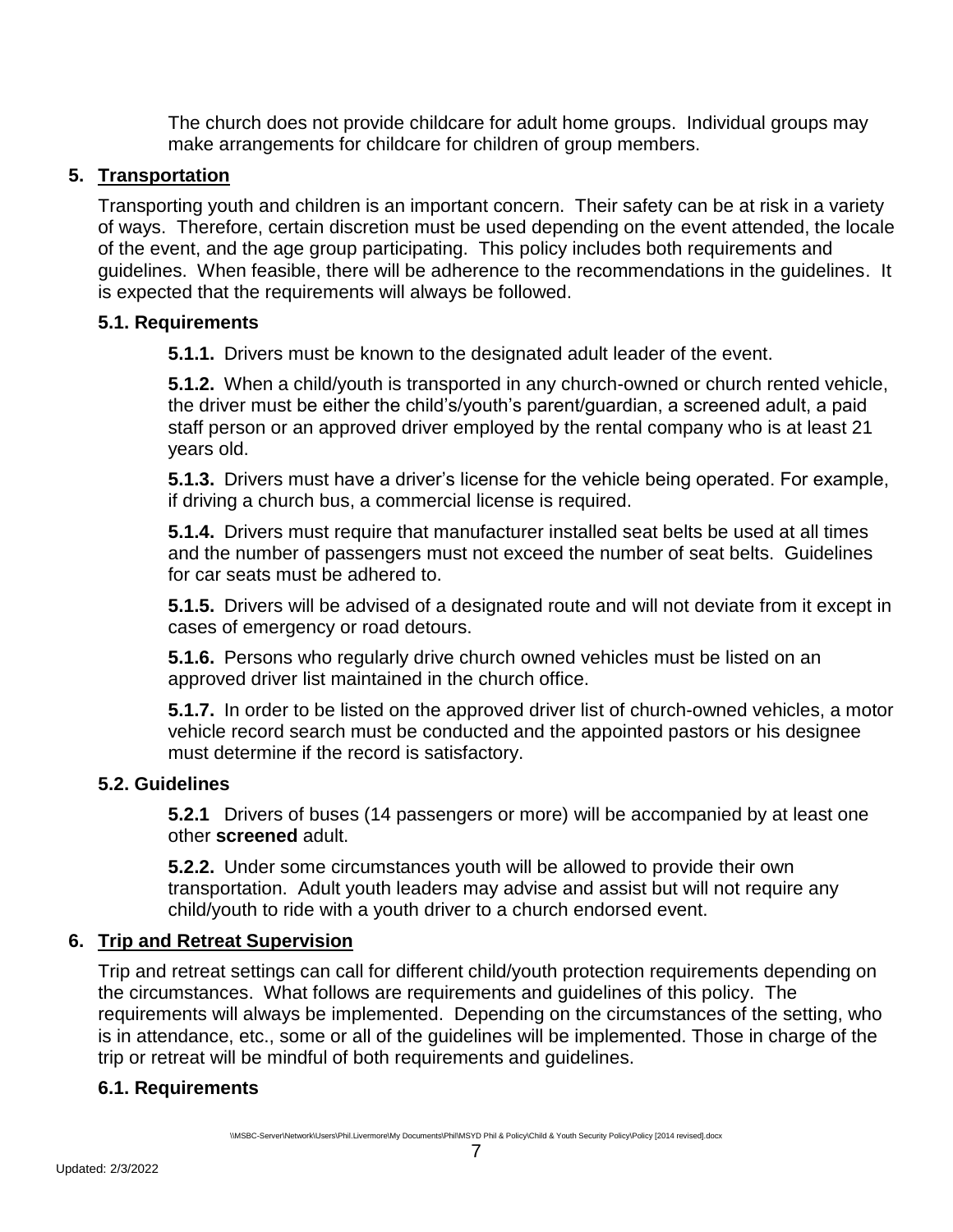The church does not provide childcare for adult home groups. Individual groups may make arrangements for childcare for children of group members.

## 5. Transportation

Transporting youth and children is an important concern. Their safety can be at risk in a variety of ways. Therefore, certain discretion must be used depending on the event attended, the locale of the event, and the age group participating. This policy includes both requirements and guidelines. When feasible, there will be adherence to the recommendations in the guidelines. It is expected that the requirements will always be followed.

### 5.1. Requirements

**5.1.1.** Drivers must be known to the designated adult leader of the event.

**5.1.2.** When a child/youth is transported in any church-owned or church rented vehicle, the driver must be either the child's/youth's parent/guardian, a screened adult, a paid staff person or an approved driver employed by the rental company who is at least 21 years old.

**5.1.3.** Drivers must have a driver's license for the vehicle being operated. For example, if driving a church bus, a commercial license is required.

**5.1.4.** Drivers must require that manufacturer installed seat belts be used at all times and the number of passengers must not exceed the number of seat belts. Guidelines for car seats must be adhered to.

**5.1.5.** Drivers will be advised of a designated route and will not deviate from it except in cases of emergency or road detours.

**5.1.6.** Persons who regularly drive church owned vehicles must be listed on an approved driver list maintained in the church office.

**5.1.7.** In order to be listed on the approved driver list of church-owned vehicles, a motor vehicle record search must be conducted and the appointed pastors or his designee must determine if the record is satisfactory.

### 5.2. Guidelines

**5.2.1** Drivers of buses (14 passengers or more) will be accompanied by at least one other **screened** adult.

**5.2.2.** Under some circumstances youth will be allowed to provide their own transportation. Adult youth leaders may advise and assist but will not require any child/youth to ride with a youth driver to a church endorsed event.

## 6. Trip and Retreat Supervision

Trip and retreat settings can call for different child/youth protection requirements depending on the circumstances. What follows are requirements and guidelines of this policy. The requirements will always be implemented. Depending on the circumstances of the setting, who is in attendance, etc., some or all of the guidelines will be implemented. Those in charge of the trip or retreat will be mindful of both requirements and guidelines.

### 6.1. Requirements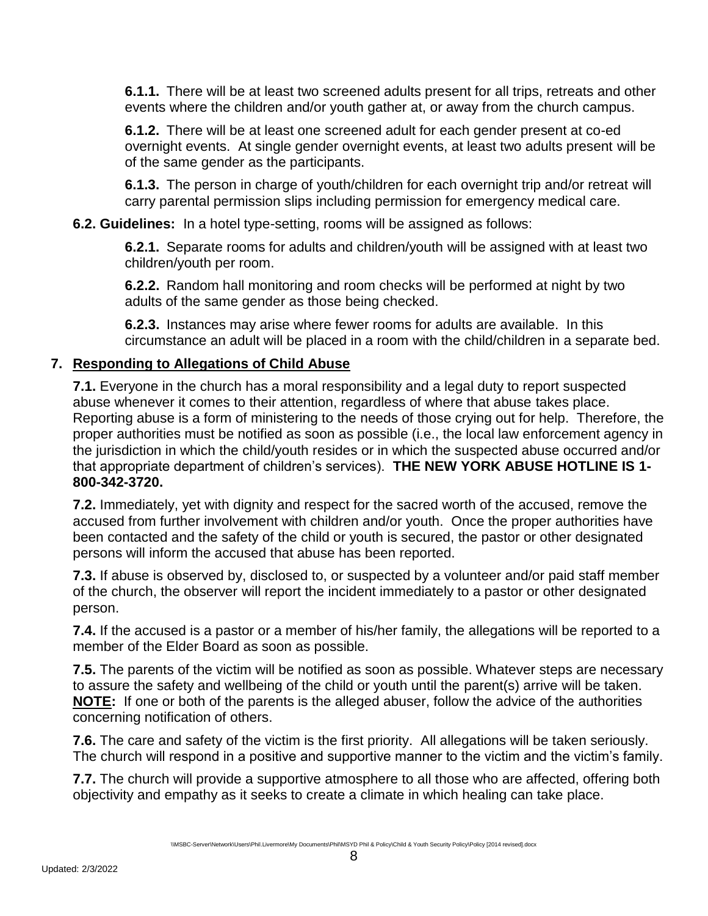**6.1.1.** There will be at least two screened adults present for all trips, retreats and other events where the children and/or youth gather at, or away from the church campus.

**6.1.2.** There will be at least one screened adult for each gender present at co-ed overnight events. At single gender overnight events, at least two adults present will be of the same gender as the participants.

**6.1.3.** The person in charge of youth/children for each overnight trip and/or retreat will carry parental permission slips including permission for emergency medical care.

**6.2. Guidelines:** In a hotel type-setting, rooms will be assigned as follows:

**6.2.1.** Separate rooms for adults and children/youth will be assigned with at least two children/youth per room.

**6.2.2.** Random hall monitoring and room checks will be performed at night by two adults of the same gender as those being checked.

**6.2.3.** Instances may arise where fewer rooms for adults are available. In this circumstance an adult will be placed in a room with the child/children in a separate bed.

## 7. Responding to Allegations of Child Abuse

**7.1.** Everyone in the church has a moral responsibility and a legal duty to report suspected abuse whenever it comes to their attention, regardless of where that abuse takes place. Reporting abuse is a form of ministering to the needs of those crying out for help. Therefore, the proper authorities must be notified as soon as possible (i.e., the local law enforcement agency in the jurisdiction in which the child/youth resides or in which the suspected abuse occurred and/or that appropriate department of children's services). **THE NEW YORK ABUSE HOTLINE IS 1-800-342-3720.**

**7.2.** Immediately, yet with dignity and respect for the sacred worth of the accused, remove the accused from further involvement with children and/or youth. Once the proper authorities have been contacted and the safety of the child or youth is secured, the pastor or other designated persons will inform the accused that abuse has been reported.

**7.3.** If abuse is observed by, disclosed to, or suspected by a volunteer and/or paid staff member of the church, the observer will report the incident immediately to a pastor or other designated person.

**7.4.** If the accused is a pastor or a member of his/her family, the allegations will be reported to a member of the Elder Board as soon as possible.

**7.5.** The parents of the victim will be notified as soon as possible. Whatever steps are necessary to assure the safety and wellbeing of the child or youth until the parent(s) arrive will be taken. **NOTE:** If one or both of the parents is the alleged abuser, follow the advice of the authorities concerning notification of others.

**7.6.** The care and safety of the victim is the first priority. All allegations will be taken seriously. The church will respond in a positive and supportive manner to the victim and the victim's family.

**7.7.** The church will provide a supportive atmosphere to all those who are affected, offering both objectivity and empathy as it seeks to create a climate in which healing can take place.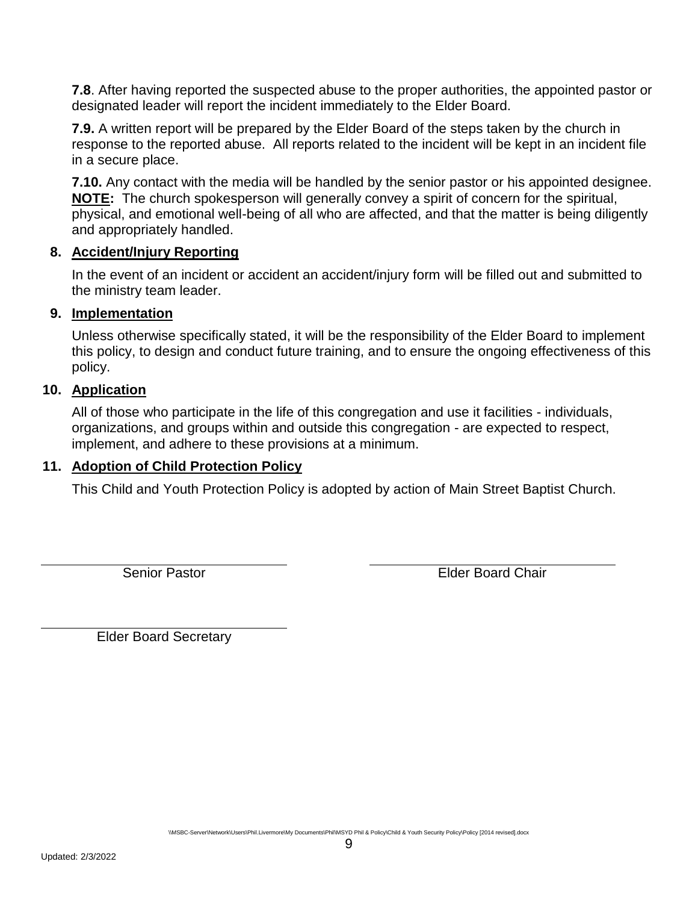**7.8**. After having reported the suspected abuse to the proper authorities, the appointed pastor or designated leader will report the incident immediately to the Elder Board.

**7.9.** A written report will be prepared by the Elder Board of the steps taken by the church in response to the reported abuse. All reports related to the incident will be kept in an incident file in a secure place.

**7.10.** Any contact with the media will be handled by the senior pastor or his appointed designee. **NOTE:** The church spokesperson will generally convey a spirit of concern for the spiritual, physical, and emotional well-being of all who are affected, and that the matter is being diligently and appropriately handled.

## 8. Accident/Injury Reporting

In the event of an incident or accident an accident/injury form will be filled out and submitted to the ministry team leader.

## 9. Implementation

Unless otherwise specifically stated, it will be the responsibility of the Elder Board to implement this policy, to design and conduct future training, and to ensure the ongoing effectiveness of this policy.

## 10. Application

All of those who participate in the life of this congregation and use it facilities - individuals, organizations, and groups within and outside this congregation - are expected to respect, implement, and adhere to these provisions at a minimum.

## 11. Adoption of Child Protection Policy

This Child and Youth Protection Policy is adopted by action of Main Street Baptist Church.

\_\_\_\_\_\_\_\_\_\_\_\_\_\_\_\_\_\_\_\_\_\_\_\_\_\_\_\_\_\_
Senior Pastor

\_\_\_\_\_\_\_\_\_\_\_\_\_\_\_\_\_\_\_\_\_\_\_\_\_\_\_\_\_\_
Elder Board Chair

\_\_\_\_\_\_\_\_\_\_\_\_\_\_\_\_\_\_\_\_\_\_\_\_\_\_\_\_\_\_
Elder Board Secretary

\\MSBC-Server\Network\Users\Phil.Livermore\My Documents\Phil\MSYD Phil & Policy\Child & Youth Security Policy\Policy [2014 revised].docx

Updated: 2/3/2022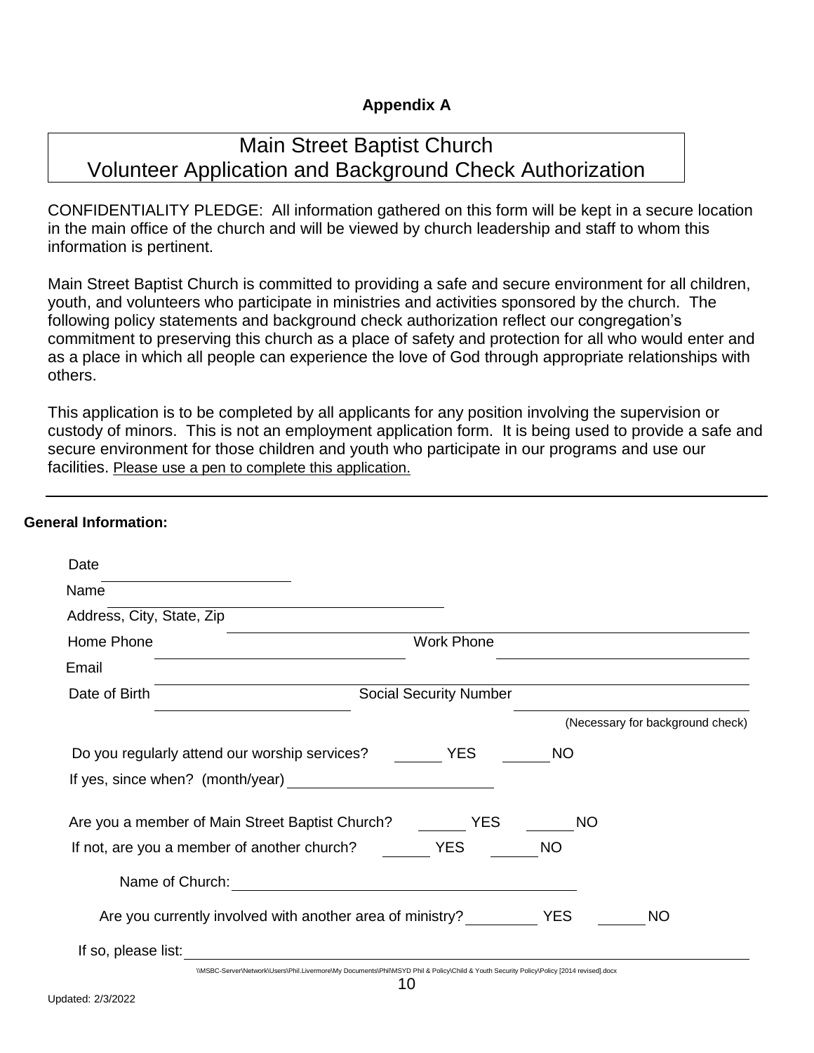**Appendix A**

# Main Street Baptist Church
## Volunteer Application and Background Check Authorization

CONFIDENTIALITY PLEDGE: All information gathered on this form will be kept in a secure location in the main office of the church and will be viewed by church leadership and staff to whom this information is pertinent.

Main Street Baptist Church is committed to providing a safe and secure environment for all children, youth, and volunteers who participate in ministries and activities sponsored by the church. The following policy statements and background check authorization reflect our congregation's commitment to preserving this church as a place of safety and protection for all who would enter and as a place in which all people can experience the love of God through appropriate relationships with others.

This application is to be completed by all applicants for any position involving the supervision or custody of minors. This is not an employment application form. It is being used to provide a safe and secure environment for those children and youth who participate in our programs and use our facilities. Please use a pen to complete this application.

---

**General Information:**

Date ______________________

Name ______________________________________

Address, City, State, Zip ______________________________________________

Home Phone ______________________ Work Phone ______________________

Email ______________________________________________

Date of Birth ____________________ Social Security Number ____________________

(Necessary for background check)

Do you regularly attend our worship services? ______ YES ______ NO

If yes, since when? (month/year) ______________________

Are you a member of Main Street Baptist Church? ______ YES ______ NO

If not, are you a member of another church? ______ YES ______ NO

Name of Church: ________________________________________

Are you currently involved with another area of ministry? ________ YES ______ NO

If so, please list: ______________________________________________________________

\\MSBC-Server\Network\Users\Phil.Livermore\My Documents\Phil\MSYD Phil & Policy\Child & Youth Security Policy\Policy [2014 revised].docx

Updated: 2/3/2022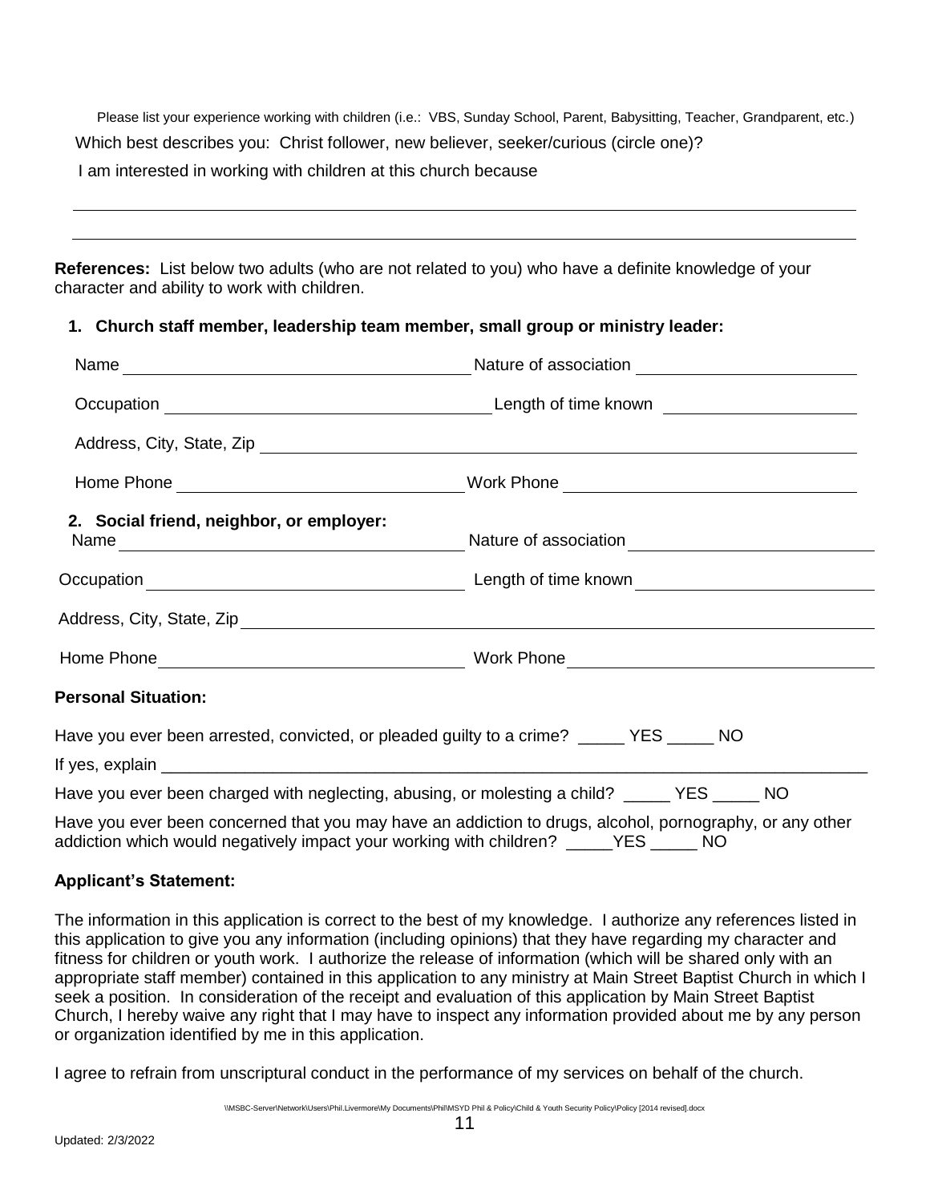Please list your experience working with children (i.e.: VBS, Sunday School, Parent, Babysitting, Teacher, Grandparent, etc.)

Which best describes you: Christ follower, new believer, seeker/curious (circle one)?

I am interested in working with children at this church because

______________________________________________________________________________

______________________________________________________________________________

**References:** List below two adults (who are not related to you) who have a definite knowledge of your character and ability to work with children.

1. **Church staff member, leadership team member, small group or ministry leader:**

Name ______________________________ Nature of association ______________________

Occupation ___________________________ Length of time known ___________________

Address, City, State, Zip ______________________________________________________

Home Phone _________________________ Work Phone ___________________________

2. **Social friend, neighbor, or employer:**

Name ______________________________ Nature of association ______________________

Occupation ___________________________ Length of time known ___________________

Address, City, State, Zip ______________________________________________________

Home Phone _________________________ Work Phone ___________________________

**Personal Situation:**

Have you ever been arrested, convicted, or pleaded guilty to a crime? _____ YES _____ NO

If yes, explain ______________________________________________________________

Have you ever been charged with neglecting, abusing, or molesting a child? _____ YES _____ NO

Have you ever been concerned that you may have an addiction to drugs, alcohol, pornography, or any other addiction which would negatively impact your working with children? _____YES _____ NO

**Applicant's Statement:**

The information in this application is correct to the best of my knowledge. I authorize any references listed in this application to give you any information (including opinions) that they have regarding my character and fitness for children or youth work. I authorize the release of information (which will be shared only with an appropriate staff member) contained in this application to any ministry at Main Street Baptist Church in which I seek a position. In consideration of the receipt and evaluation of this application by Main Street Baptist Church, I hereby waive any right that I may have to inspect any information provided about me by any person or organization identified by me in this application.

I agree to refrain from unscriptural conduct in the performance of my services on behalf of the church.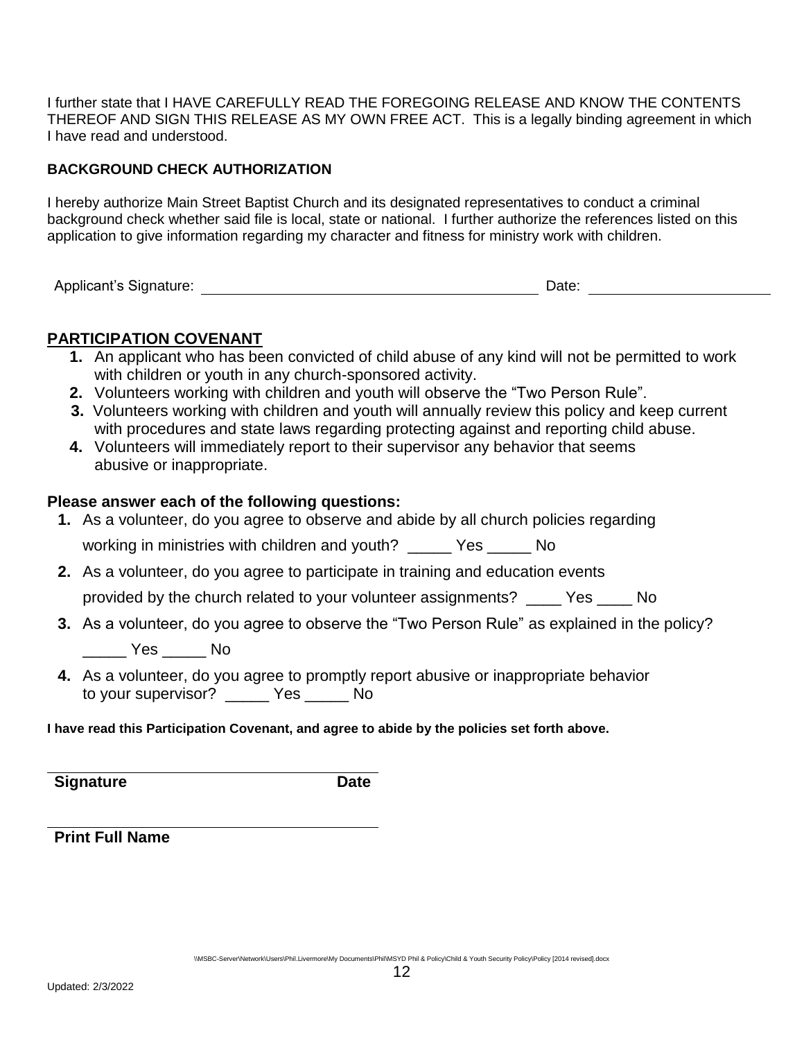I further state that I HAVE CAREFULLY READ THE FOREGOING RELEASE AND KNOW THE CONTENTS THEREOF AND SIGN THIS RELEASE AS MY OWN FREE ACT. This is a legally binding agreement in which I have read and understood.

**BACKGROUND CHECK AUTHORIZATION**

I hereby authorize Main Street Baptist Church and its designated representatives to conduct a criminal background check whether said file is local, state or national. I further authorize the references listed on this application to give information regarding my character and fitness for ministry work with children.

Applicant's Signature: ____________________________________________ Date: ______________________

## PARTICIPATION COVENANT

1. An applicant who has been convicted of child abuse of any kind will not be permitted to work with children or youth in any church-sponsored activity.
2. Volunteers working with children and youth will observe the "Two Person Rule".
3. Volunteers working with children and youth will annually review this policy and keep current with procedures and state laws regarding protecting against and reporting child abuse.
4. Volunteers will immediately report to their supervisor any behavior that seems abusive or inappropriate.

**Please answer each of the following questions:**

1. As a volunteer, do you agree to observe and abide by all church policies regarding working in ministries with children and youth? _____ Yes _____ No
2. As a volunteer, do you agree to participate in training and education events provided by the church related to your volunteer assignments? ____ Yes ____ No
3. As a volunteer, do you agree to observe the "Two Person Rule" as explained in the policy? _____ Yes _____ No
4. As a volunteer, do you agree to promptly report abusive or inappropriate behavior to your supervisor? _____ Yes _____ No

**I have read this Participation Covenant, and agree to abide by the policies set forth above.**

____________________________________________

**Signature** **Date**

____________________________________________

**Print Full Name**

\\MSBC-Server\Network\Users\Phil.Livermore\My Documents\Phil\MSYD Phil & Policy\Child & Youth Security Policy\Policy [2014 revised].docx

Updated: 2/3/2022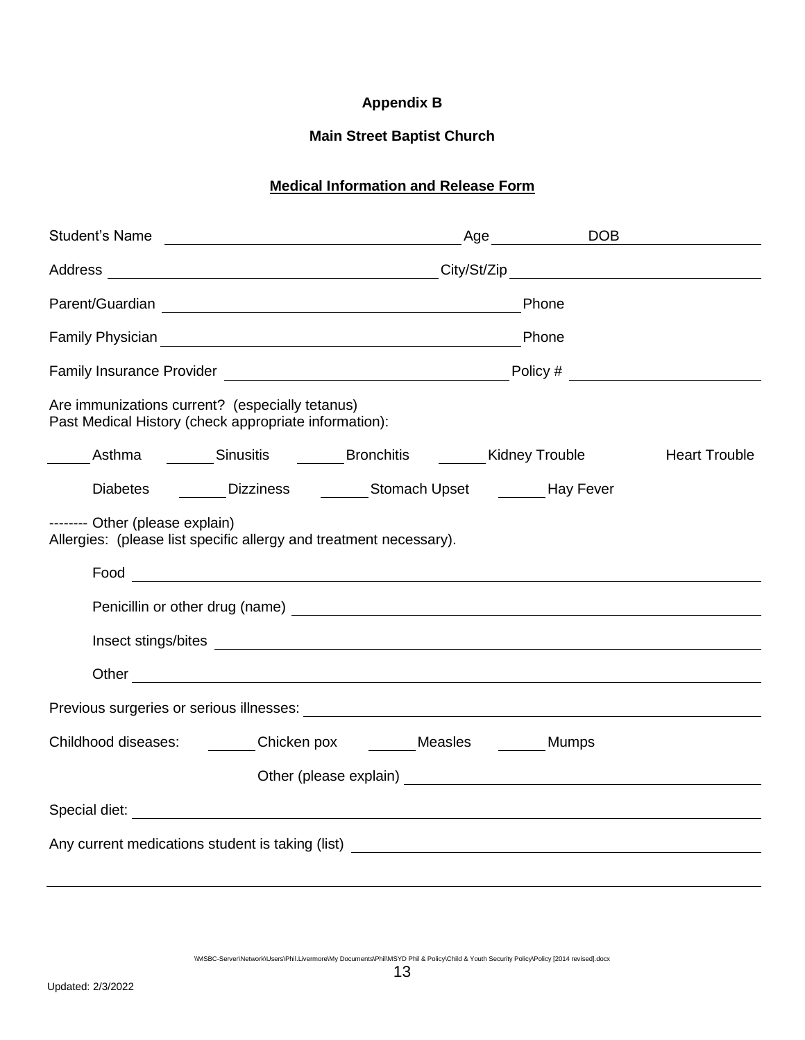**Appendix B**

**Main Street Baptist Church**

**Medical Information and Release Form**

Student's Name \_\_\_\_\_\_\_\_\_\_\_\_\_\_\_\_\_\_\_\_\_\_\_\_\_\_\_\_\_\_ Age \_\_\_\_\_\_\_\_ DOB \_\_\_\_\_\_\_\_\_\_\_\_

Address \_\_\_\_\_\_\_\_\_\_\_\_\_\_\_\_\_\_\_\_\_\_\_\_\_\_\_\_\_\_\_\_\_\_ City/St/Zip \_\_\_\_\_\_\_\_\_\_\_\_\_\_\_\_\_\_\_\_\_\_\_\_

Parent/Guardian \_\_\_\_\_\_\_\_\_\_\_\_\_\_\_\_\_\_\_\_\_\_\_\_\_\_\_\_\_\_\_\_\_\_\_\_ Phone

Family Physician \_\_\_\_\_\_\_\_\_\_\_\_\_\_\_\_\_\_\_\_\_\_\_\_\_\_\_\_\_\_\_\_\_\_\_\_ Phone

Family Insurance Provider \_\_\_\_\_\_\_\_\_\_\_\_\_\_\_\_\_\_\_\_\_\_\_\_\_\_\_\_ Policy # \_\_\_\_\_\_\_\_\_\_\_\_\_\_\_\_\_\_

Are immunizations current? (especially tetanus)
Past Medical History (check appropriate information):

\_\_\_\_\_ Asthma \_\_\_\_\_ Sinusitis \_\_\_\_\_ Bronchitis \_\_\_\_\_ Kidney Trouble Heart Trouble

Diabetes \_\_\_\_\_ Dizziness \_\_\_\_\_ Stomach Upset \_\_\_\_\_ Hay Fever

-------- Other (please explain)
Allergies: (please list specific allergy and treatment necessary).

Food \_\_\_\_\_\_\_\_\_\_\_\_\_\_\_\_\_\_\_\_\_\_\_\_\_\_\_\_\_\_\_\_\_\_\_\_\_\_\_\_\_\_\_\_\_\_\_\_\_\_\_\_\_\_\_\_\_\_\_\_

Penicillin or other drug (name) \_\_\_\_\_\_\_\_\_\_\_\_\_\_\_\_\_\_\_\_\_\_\_\_\_\_\_\_\_\_\_\_\_\_\_\_\_\_\_\_\_\_\_\_\_

Insect stings/bites \_\_\_\_\_\_\_\_\_\_\_\_\_\_\_\_\_\_\_\_\_\_\_\_\_\_\_\_\_\_\_\_\_\_\_\_\_\_\_\_\_\_\_\_\_\_\_\_\_\_\_\_

Other \_\_\_\_\_\_\_\_\_\_\_\_\_\_\_\_\_\_\_\_\_\_\_\_\_\_\_\_\_\_\_\_\_\_\_\_\_\_\_\_\_\_\_\_\_\_\_\_\_\_\_\_\_\_\_\_\_\_\_\_

Previous surgeries or serious illnesses: \_\_\_\_\_\_\_\_\_\_\_\_\_\_\_\_\_\_\_\_\_\_\_\_\_\_\_\_\_\_\_\_\_\_\_\_\_\_\_\_\_\_\_

Childhood diseases: \_\_\_\_\_ Chicken pox \_\_\_\_\_ Measles \_\_\_\_\_ Mumps

Other (please explain) \_\_\_\_\_\_\_\_\_\_\_\_\_\_\_\_\_\_\_\_\_\_\_\_\_\_\_\_\_\_\_\_\_\_\_\_\_\_

Special diet: \_\_\_\_\_\_\_\_\_\_\_\_\_\_\_\_\_\_\_\_\_\_\_\_\_\_\_\_\_\_\_\_\_\_\_\_\_\_\_\_\_\_\_\_\_\_\_\_\_\_\_\_\_\_\_\_\_\_\_\_\_\_\_\_

Any current medications student is taking (list) \_\_\_\_\_\_\_\_\_\_\_\_\_\_\_\_\_\_\_\_\_\_\_\_\_\_\_\_\_\_\_\_\_\_\_\_\_\_\_\_

\_\_\_\_\_\_\_\_\_\_\_\_\_\_\_\_\_\_\_\_\_\_\_\_\_\_\_\_\_\_\_\_\_\_\_\_\_\_\_\_\_\_\_\_\_\_\_\_\_\_\_\_\_\_\_\_\_\_\_\_\_\_\_\_\_\_\_\_\_\_\_\_\_\_\_\_\_\_\_\_\_\_\_\_\_\_

\\MSBC-Server\Network\Users\Phil.Livermore\My Documents\Phil\MSYD Phil & Policy\Policy\Child & Youth Security Policy\Policy [2014 revised].docx

Updated: 2/3/2022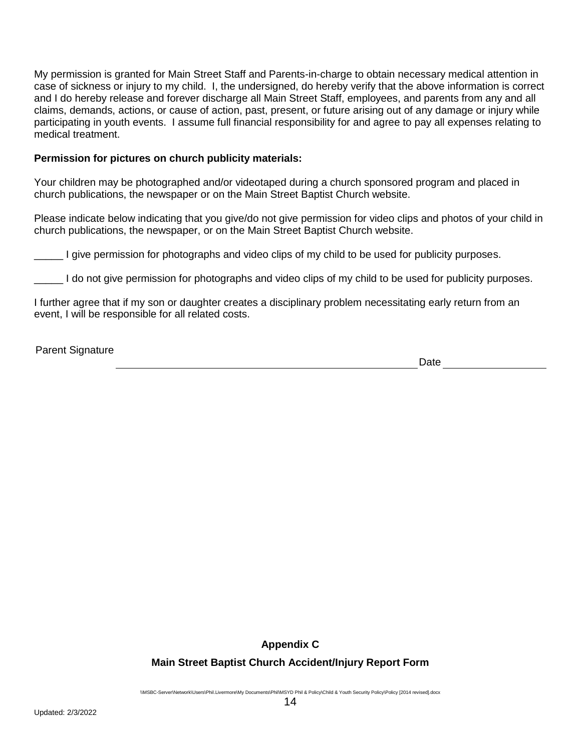My permission is granted for Main Street Staff and Parents-in-charge to obtain necessary medical attention in case of sickness or injury to my child. I, the undersigned, do hereby verify that the above information is correct and I do hereby release and forever discharge all Main Street Staff, employees, and parents from any and all claims, demands, actions, or cause of action, past, present, or future arising out of any damage or injury while participating in youth events. I assume full financial responsibility for and agree to pay all expenses relating to medical treatment.

**Permission for pictures on church publicity materials:**

Your children may be photographed and/or videotaped during a church sponsored program and placed in church publications, the newspaper or on the Main Street Baptist Church website.

Please indicate below indicating that you give/do not give permission for video clips and photos of your child in church publications, the newspaper, or on the Main Street Baptist Church website.

_____ I give permission for photographs and video clips of my child to be used for publicity purposes.

_____ I do not give permission for photographs and video clips of my child to be used for publicity purposes.

I further agree that if my son or daughter creates a disciplinary problem necessitating early return from an event, I will be responsible for all related costs.

Parent Signature ______________________________________________ Date ________________

**Appendix C**

**Main Street Baptist Church Accident/Injury Report Form**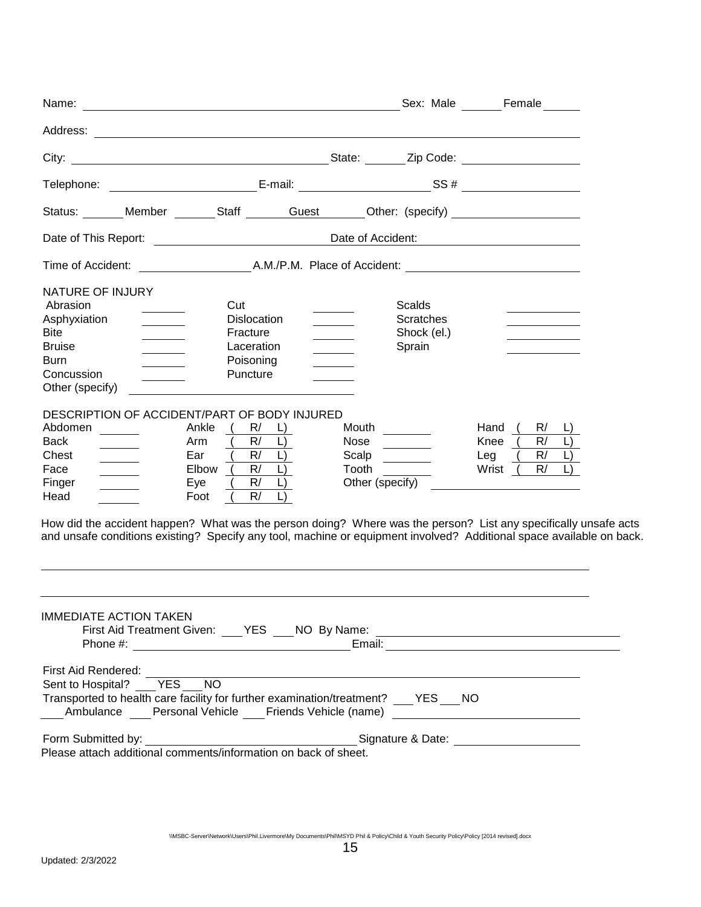Name: ______________________________ Sex: Male ______ Female ______

Address: ______________________________________________

City: ______________________________ State: ______ Zip Code: ______________

Telephone: __________________ E-mail: __________________ SS # ______________

Status: ______ Member ______ Staff ______ Guest ______ Other: (specify) ______________

Date of This Report: __________________ Date of Accident: __________________

Time of Accident: ______________ A.M./P.M. Place of Accident: ______________________

NATURE OF INJURY

| | | | | | |
|---|---|---|---|---|---|
| Abrasion | ______ | Cut | ______ | Scalds | ______ |
| Asphyxiation | ______ | Dislocation | ______ | Scratches | ______ |
| Bite | ______ | Fracture | ______ | Shock (el.) | ______ |
| Bruise | ______ | Laceration | ______ | Sprain | ______ |
| Burn | ______ | Poisoning | ______ | | |
| Concussion | ______ | Puncture | ______ | | |

Other (specify) ______________________________

DESCRIPTION OF ACCIDENT/PART OF BODY INJURED

| | | | | | | | |
|---|---|---|---|---|---|---|---|
| Abdomen | ______ | Ankle | ( R/ L) | Mouth | ______ | Hand | ( R/ L) |
| Back | ______ | Arm | ( R/ L) | Nose | ______ | Knee | ( R/ L) |
| Chest | ______ | Ear | ( R/ L) | Scalp | ______ | Leg | ( R/ L) |
| Face | ______ | Elbow | ( R/ L) | Tooth | ______ | Wrist | ( R/ L) |
| Finger | ______ | Eye | ( R/ L) | Other (specify) | ______________ | | |
| Head | ______ | Foot | ( R/ L) | | | | |

How did the accident happen? What was the person doing? Where was the person? List any specifically unsafe acts and unsafe conditions existing? Specify any tool, machine or equipment involved? Additional space available on back.

______________________________________________

______________________________________________

IMMEDIATE ACTION TAKEN

First Aid Treatment Given: ___ YES ___ NO By Name: ______________________________

Phone #: ______________________________ Email: ______________________________

First Aid Rendered: ______________________________________________

Sent to Hospital? ___ YES ___ NO

Transported to health care facility for further examination/treatment? ___ YES ___ NO

___ Ambulance ___ Personal Vehicle ___ Friends Vehicle (name) ______________________

Form Submitted by: ______________________________ Signature & Date: ______________

Please attach additional comments/information on back of sheet.

\\MSBC-Server\Network\Users\Phil.Livermore\My Documents\Phil\MSYD Phil & Policy\Child & Youth Security Policy\Policy [2014 revised].docx

Updated: 2/3/2022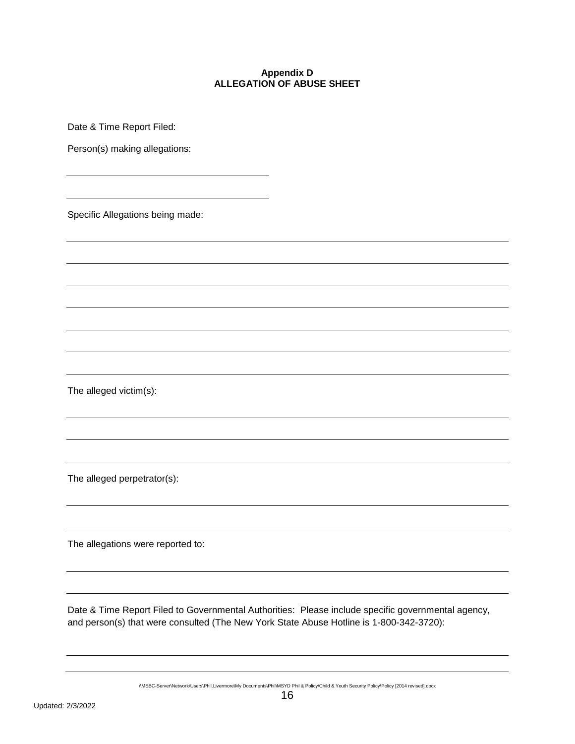# Appendix D
## ALLEGATION OF ABUSE SHEET

Date & Time Report Filed:

Person(s) making allegations:

\_\_\_\_\_\_\_\_\_\_\_\_\_\_\_\_\_\_\_\_\_\_\_\_\_\_\_\_\_\_\_\_\_\_\_\_\_\_\_\_

\_\_\_\_\_\_\_\_\_\_\_\_\_\_\_\_\_\_\_\_\_\_\_\_\_\_\_\_\_\_\_\_\_\_\_\_\_\_\_\_

Specific Allegations being made:

\_\_\_\_\_\_\_\_\_\_\_\_\_\_\_\_\_\_\_\_\_\_\_\_\_\_\_\_\_\_\_\_\_\_\_\_\_\_\_\_\_\_\_\_\_\_\_\_\_\_\_\_\_\_\_\_\_\_\_\_\_\_\_\_\_\_\_\_\_\_\_\_\_\_\_\_\_\_\_\_\_\_\_\_\_\_\_\_

\_\_\_\_\_\_\_\_\_\_\_\_\_\_\_\_\_\_\_\_\_\_\_\_\_\_\_\_\_\_\_\_\_\_\_\_\_\_\_\_\_\_\_\_\_\_\_\_\_\_\_\_\_\_\_\_\_\_\_\_\_\_\_\_\_\_\_\_\_\_\_\_\_\_\_\_\_\_\_\_\_\_\_\_\_\_\_\_

\_\_\_\_\_\_\_\_\_\_\_\_\_\_\_\_\_\_\_\_\_\_\_\_\_\_\_\_\_\_\_\_\_\_\_\_\_\_\_\_\_\_\_\_\_\_\_\_\_\_\_\_\_\_\_\_\_\_\_\_\_\_\_\_\_\_\_\_\_\_\_\_\_\_\_\_\_\_\_\_\_\_\_\_\_\_\_\_

\_\_\_\_\_\_\_\_\_\_\_\_\_\_\_\_\_\_\_\_\_\_\_\_\_\_\_\_\_\_\_\_\_\_\_\_\_\_\_\_\_\_\_\_\_\_\_\_\_\_\_\_\_\_\_\_\_\_\_\_\_\_\_\_\_\_\_\_\_\_\_\_\_\_\_\_\_\_\_\_\_\_\_\_\_\_\_\_

\_\_\_\_\_\_\_\_\_\_\_\_\_\_\_\_\_\_\_\_\_\_\_\_\_\_\_\_\_\_\_\_\_\_\_\_\_\_\_\_\_\_\_\_\_\_\_\_\_\_\_\_\_\_\_\_\_\_\_\_\_\_\_\_\_\_\_\_\_\_\_\_\_\_\_\_\_\_\_\_\_\_\_\_\_\_\_\_

\_\_\_\_\_\_\_\_\_\_\_\_\_\_\_\_\_\_\_\_\_\_\_\_\_\_\_\_\_\_\_\_\_\_\_\_\_\_\_\_\_\_\_\_\_\_\_\_\_\_\_\_\_\_\_\_\_\_\_\_\_\_\_\_\_\_\_\_\_\_\_\_\_\_\_\_\_\_\_\_\_\_\_\_\_\_\_\_

\_\_\_\_\_\_\_\_\_\_\_\_\_\_\_\_\_\_\_\_\_\_\_\_\_\_\_\_\_\_\_\_\_\_\_\_\_\_\_\_\_\_\_\_\_\_\_\_\_\_\_\_\_\_\_\_\_\_\_\_\_\_\_\_\_\_\_\_\_\_\_\_\_\_\_\_\_\_\_\_\_\_\_\_\_\_\_\_

The alleged victim(s):

\_\_\_\_\_\_\_\_\_\_\_\_\_\_\_\_\_\_\_\_\_\_\_\_\_\_\_\_\_\_\_\_\_\_\_\_\_\_\_\_\_\_\_\_\_\_\_\_\_\_\_\_\_\_\_\_\_\_\_\_\_\_\_\_\_\_\_\_\_\_\_\_\_\_\_\_\_\_\_\_\_\_\_\_\_\_\_\_

\_\_\_\_\_\_\_\_\_\_\_\_\_\_\_\_\_\_\_\_\_\_\_\_\_\_\_\_\_\_\_\_\_\_\_\_\_\_\_\_\_\_\_\_\_\_\_\_\_\_\_\_\_\_\_\_\_\_\_\_\_\_\_\_\_\_\_\_\_\_\_\_\_\_\_\_\_\_\_\_\_\_\_\_\_\_\_\_

\_\_\_\_\_\_\_\_\_\_\_\_\_\_\_\_\_\_\_\_\_\_\_\_\_\_\_\_\_\_\_\_\_\_\_\_\_\_\_\_\_\_\_\_\_\_\_\_\_\_\_\_\_\_\_\_\_\_\_\_\_\_\_\_\_\_\_\_\_\_\_\_\_\_\_\_\_\_\_\_\_\_\_\_\_\_\_\_

The alleged perpetrator(s):

\_\_\_\_\_\_\_\_\_\_\_\_\_\_\_\_\_\_\_\_\_\_\_\_\_\_\_\_\_\_\_\_\_\_\_\_\_\_\_\_\_\_\_\_\_\_\_\_\_\_\_\_\_\_\_\_\_\_\_\_\_\_\_\_\_\_\_\_\_\_\_\_\_\_\_\_\_\_\_\_\_\_\_\_\_\_\_\_

\_\_\_\_\_\_\_\_\_\_\_\_\_\_\_\_\_\_\_\_\_\_\_\_\_\_\_\_\_\_\_\_\_\_\_\_\_\_\_\_\_\_\_\_\_\_\_\_\_\_\_\_\_\_\_\_\_\_\_\_\_\_\_\_\_\_\_\_\_\_\_\_\_\_\_\_\_\_\_\_\_\_\_\_\_\_\_\_

The allegations were reported to:

\_\_\_\_\_\_\_\_\_\_\_\_\_\_\_\_\_\_\_\_\_\_\_\_\_\_\_\_\_\_\_\_\_\_\_\_\_\_\_\_\_\_\_\_\_\_\_\_\_\_\_\_\_\_\_\_\_\_\_\_\_\_\_\_\_\_\_\_\_\_\_\_\_\_\_\_\_\_\_\_\_\_\_\_\_\_\_\_

\_\_\_\_\_\_\_\_\_\_\_\_\_\_\_\_\_\_\_\_\_\_\_\_\_\_\_\_\_\_\_\_\_\_\_\_\_\_\_\_\_\_\_\_\_\_\_\_\_\_\_\_\_\_\_\_\_\_\_\_\_\_\_\_\_\_\_\_\_\_\_\_\_\_\_\_\_\_\_\_\_\_\_\_\_\_\_\_

Date & Time Report Filed to Governmental Authorities: Please include specific governmental agency, and person(s) that were consulted (The New York State Abuse Hotline is 1-800-342-3720):

\_\_\_\_\_\_\_\_\_\_\_\_\_\_\_\_\_\_\_\_\_\_\_\_\_\_\_\_\_\_\_\_\_\_\_\_\_\_\_\_\_\_\_\_\_\_\_\_\_\_\_\_\_\_\_\_\_\_\_\_\_\_\_\_\_\_\_\_\_\_\_\_\_\_\_\_\_\_\_\_\_\_\_\_\_\_\_\_

\_\_\_\_\_\_\_\_\_\_\_\_\_\_\_\_\_\_\_\_\_\_\_\_\_\_\_\_\_\_\_\_\_\_\_\_\_\_\_\_\_\_\_\_\_\_\_\_\_\_\_\_\_\_\_\_\_\_\_\_\_\_\_\_\_\_\_\_\_\_\_\_\_\_\_\_\_\_\_\_\_\_\_\_\_\_\_\_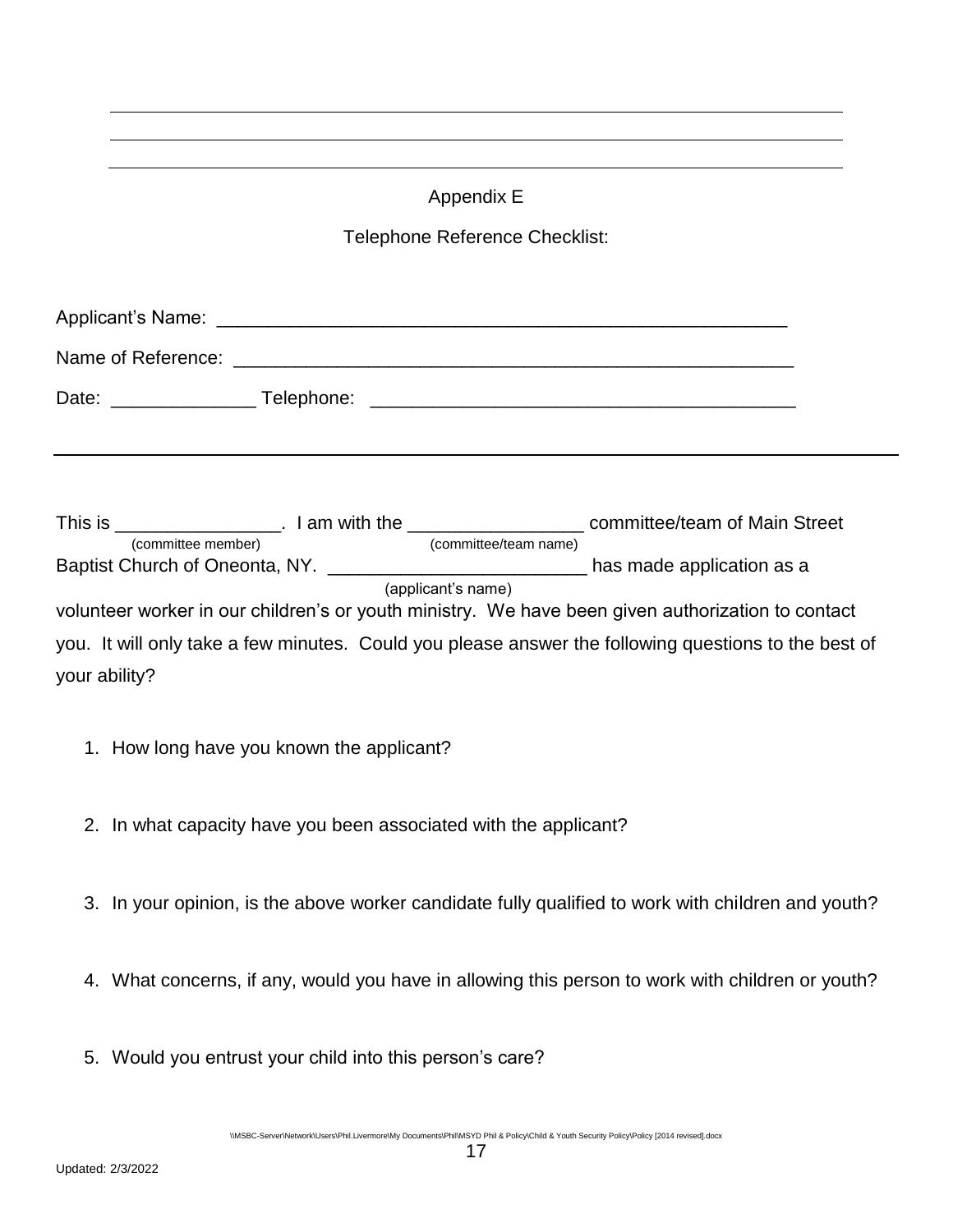Appendix E

Telephone Reference Checklist:

Applicant's Name: ________________________________________________________

Name of Reference: _______________________________________________________

Date: ______________ Telephone: __________________________________________

---

This is ________________. I am with the _________________ committee/team of Main Street
(committee member) (committee/team name)
Baptist Church of Oneonta, NY. _________________________ has made application as a
(applicant's name)
volunteer worker in our children's or youth ministry. We have been given authorization to contact you. It will only take a few minutes. Could you please answer the following questions to the best of your ability?

1. How long have you known the applicant?

2. In what capacity have you been associated with the applicant?

3. In your opinion, is the above worker candidate fully qualified to work with children and youth?

4. What concerns, if any, would you have in allowing this person to work with children or youth?

5. Would you entrust your child into this person's care?

\\MSBC-Server\Network\Users\Phil.Livermore\My Documents\Phil\MSYD Phil & Policy\Child & Youth Security Policy\Policy [2014 revised].docx

Updated: 2/3/2022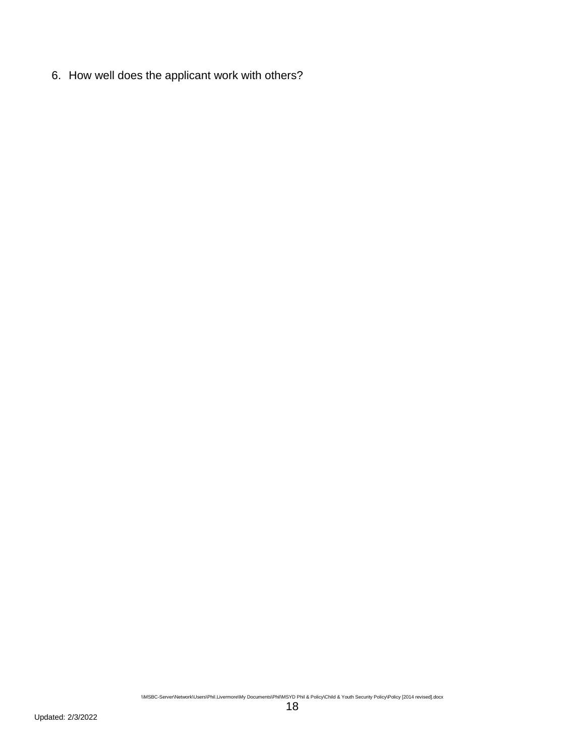6. How well does the applicant work with others?